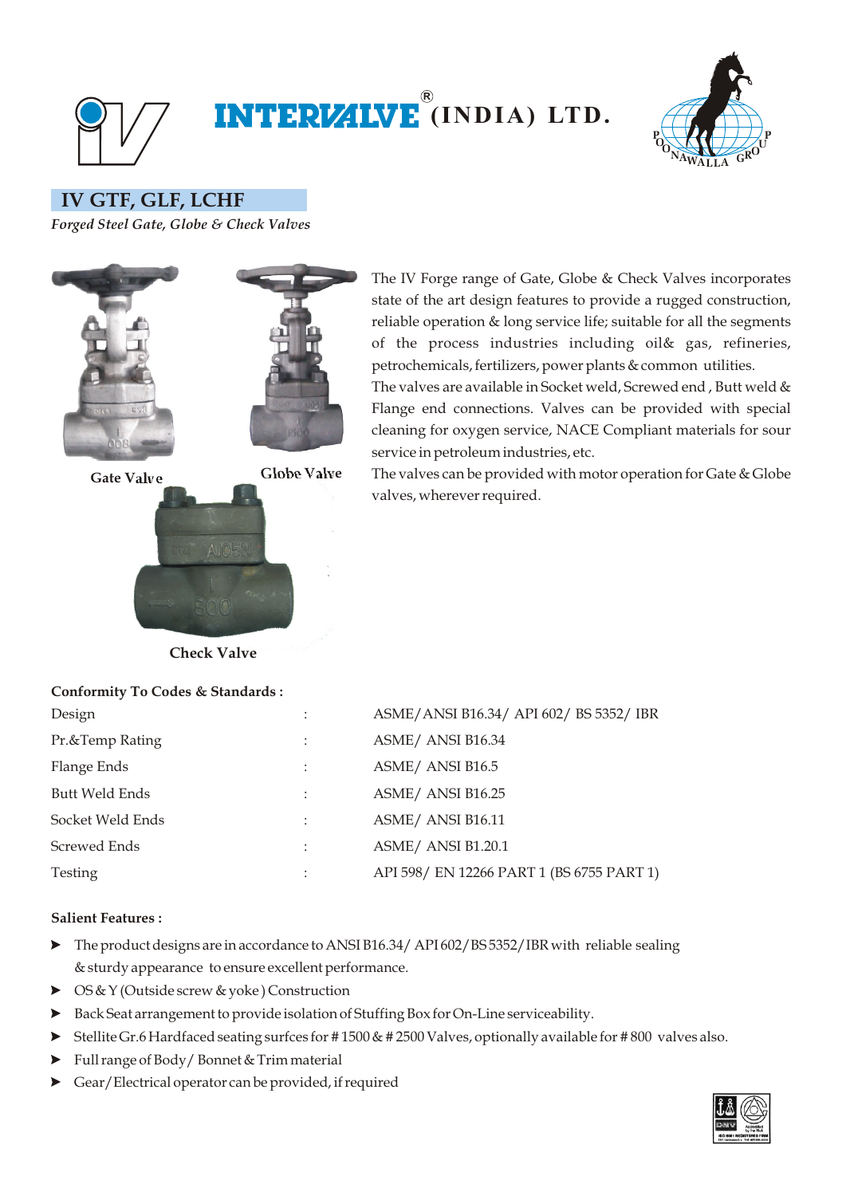# INTERVALVE® (INDIA) LTD.

## IV GTF, GLF, LCHF

*Forged Steel Gate, Globe & Check Valves*

Gate Valve

Globe Valve

Check Valve

The IV Forge range of Gate, Globe & Check Valves incorporates state of the art design features to provide a rugged construction, reliable operation & long service life; suitable for all the segments of the process industries including oil& gas, refineries, petrochemicals, fertilizers, power plants & common utilities.

The valves are available in Socket weld, Screwed end , Butt weld & Flange end connections. Valves can be provided with special cleaning for oxygen service, NACE Compliant materials for sour service in petroleum industries, etc.

The valves can be provided with motor operation for Gate & Globe valves, wherever required.

**Conformity To Codes & Standards :**

| | | |
|---|---|---|
| Design | : | ASME/ANSI B16.34/ API 602/ BS 5352/ IBR |
| Pr.&Temp Rating | : | ASME/ ANSI B16.34 |
| Flange Ends | : | ASME/ ANSI B16.5 |
| Butt Weld Ends | : | ASME/ ANSI B16.25 |
| Socket Weld Ends | : | ASME/ ANSI B16.11 |
| Screwed Ends | : | ASME/ ANSI B1.20.1 |
| Testing | : | API 598/ EN 12266 PART 1 (BS 6755 PART 1) |

**Salient Features :**

- The product designs are in accordance to ANSI B16.34/ API 602/BS 5352/IBR with reliable sealing & sturdy appearance to ensure excellent performance.
- OS & Y (Outside screw & yoke ) Construction
- Back Seat arrangement to provide isolation of Stuffing Box for On-Line serviceability.
- Stellite Gr.6 Hardfaced seating surfces for # 1500 & # 2500 Valves, optionally available for # 800 valves also.
- Full range of Body / Bonnet & Trim material
- Gear/Electrical operator can be provided, if required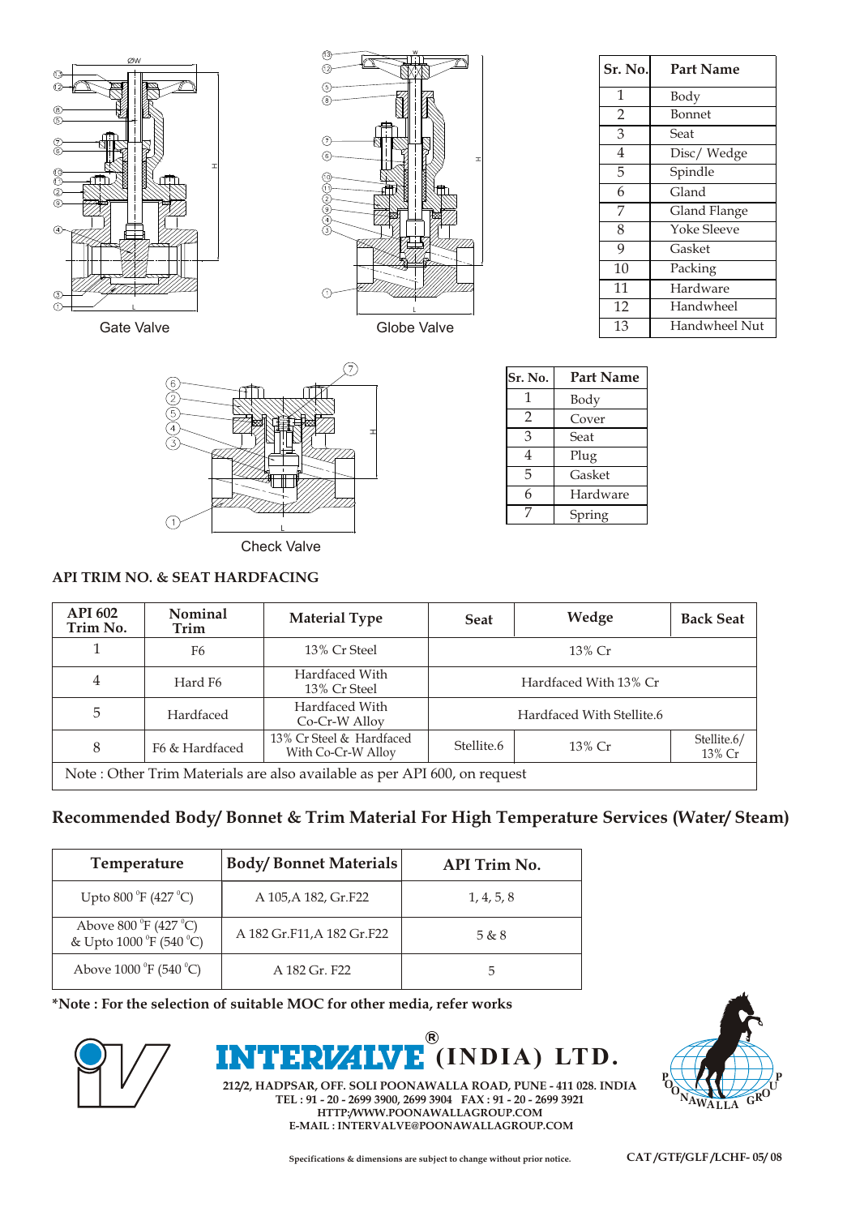Gate Valve

Globe Valve

| Sr. No. | Part Name |
|---|---|
| 1 | Body |
| 2 | Bonnet |
| 3 | Seat |
| 4 | Disc/ Wedge |
| 5 | Spindle |
| 6 | Gland |
| 7 | Gland Flange |
| 8 | Yoke Sleeve |
| 9 | Gasket |
| 10 | Packing |
| 11 | Hardware |
| 12 | Handwheel |
| 13 | Handwheel Nut |

Check Valve

| Sr. No. | Part Name |
|---|---|
| 1 | Body |
| 2 | Cover |
| 3 | Seat |
| 4 | Plug |
| 5 | Gasket |
| 6 | Hardware |
| 7 | Spring |

**API TRIM NO. & SEAT HARDFACING**

| API 602 Trim No. | Nominal Trim | Material Type | Seat | Wedge | Back Seat |
|---|---|---|---|---|---|
| 1 | F6 | 13% Cr Steel | 13% Cr | | |
| 4 | Hard F6 | Hardfaced With 13% Cr Steel | Hardfaced With 13% Cr | | |
| 5 | Hardfaced | Hardfaced With Co-Cr-W Alloy | Hardfaced With Stellite.6 | | |
| 8 | F6 & Hardfaced | 13% Cr Steel & Hardfaced With Co-Cr-W Alloy | Stellite.6 | 13% Cr | Stellite.6/ 13% Cr |
| Note : Other Trim Materials are also available as per API 600, on request | | | | | |

## Recommended Body/ Bonnet & Trim Material For High Temperature Services (Water/ Steam)

| Temperature | Body/ Bonnet Materials | API Trim No. |
|---|---|---|
| Upto 800 °F (427 °C) | A 105,A 182, Gr.F22 | 1, 4, 5, 8 |
| Above 800 °F (427 °C) & Upto 1000 °F (540 °C) | A 182 Gr.F11,A 182 Gr.F22 | 5 & 8 |
| Above 1000 °F (540 °C) | A 182 Gr. F22 | 5 |

**\*Note : For the selection of suitable MOC for other media, refer works**

**INTERVALVE® (INDIA) LTD.**

**212/2, HADPSAR, OFF. SOLI POONAWALLA ROAD, PUNE - 411 028. INDIA**
**TEL : 91 - 20 - 2699 3900, 2699 3904 FAX : 91 - 20 - 2699 3921**
**HTTP:/WWW.POONAWALLAGROUP.COM**
**E-MAIL : INTERVALVE@POONAWALLAGROUP.COM**

POONAWALLA GROUP

Specifications & dimensions are subject to change without prior notice.

CAT /GTF/GLF /LCHF- 05/ 08